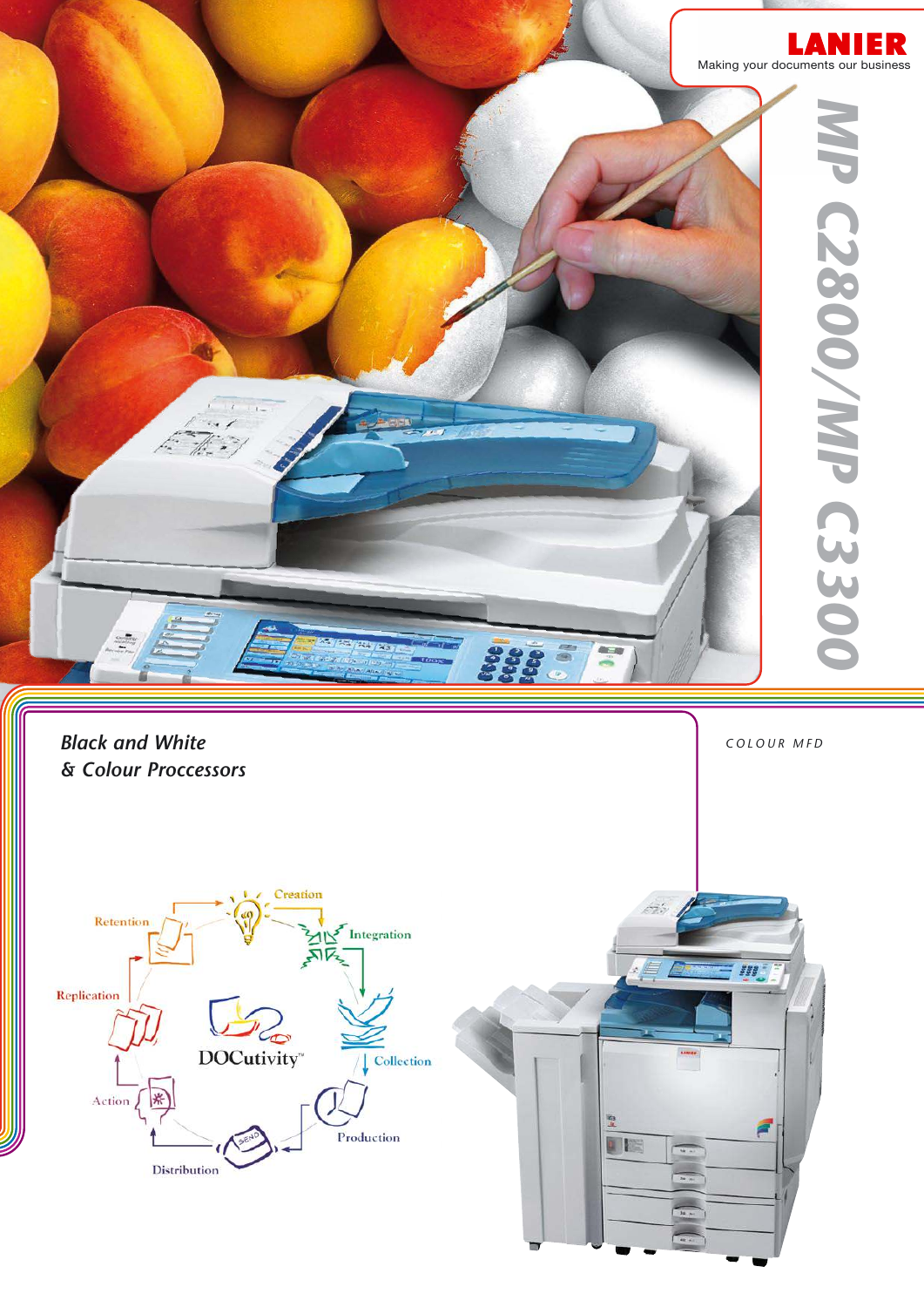LANIER

Making your documents our business

# MP C2800/MP C3300

*Black and White & Colour Proccessors*

COLOUR MFD

DOCutivity™

Creation

Integration

Collection

Production

Distribution

Action

Replication

Retention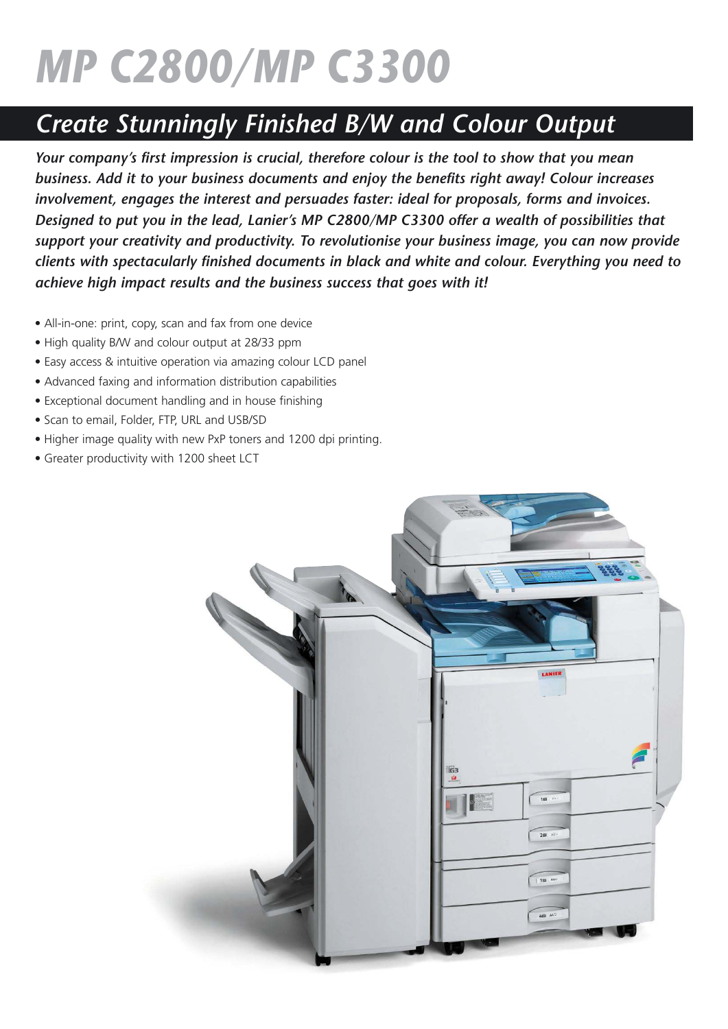# MP C2800/MP C3300

## Create Stunningly Finished B/W and Colour Output

***Your company's first impression is crucial, therefore colour is the tool to show that you mean business. Add it to your business documents and enjoy the benefits right away! Colour increases involvement, engages the interest and persuades faster: ideal for proposals, forms and invoices. Designed to put you in the lead, Lanier's MP C2800/MP C3300 offer a wealth of possibilities that support your creativity and productivity. To revolutionise your business image, you can now provide clients with spectacularly finished documents in black and white and colour. Everything you need to achieve high impact results and the business success that goes with it!***

- All-in-one: print, copy, scan and fax from one device
- High quality B/W and colour output at 28/33 ppm
- Easy access & intuitive operation via amazing colour LCD panel
- Advanced faxing and information distribution capabilities
- Exceptional document handling and in house finishing
- Scan to email, Folder, FTP, URL and USB/SD
- Higher image quality with new PxP toners and 1200 dpi printing.
- Greater productivity with 1200 sheet LCT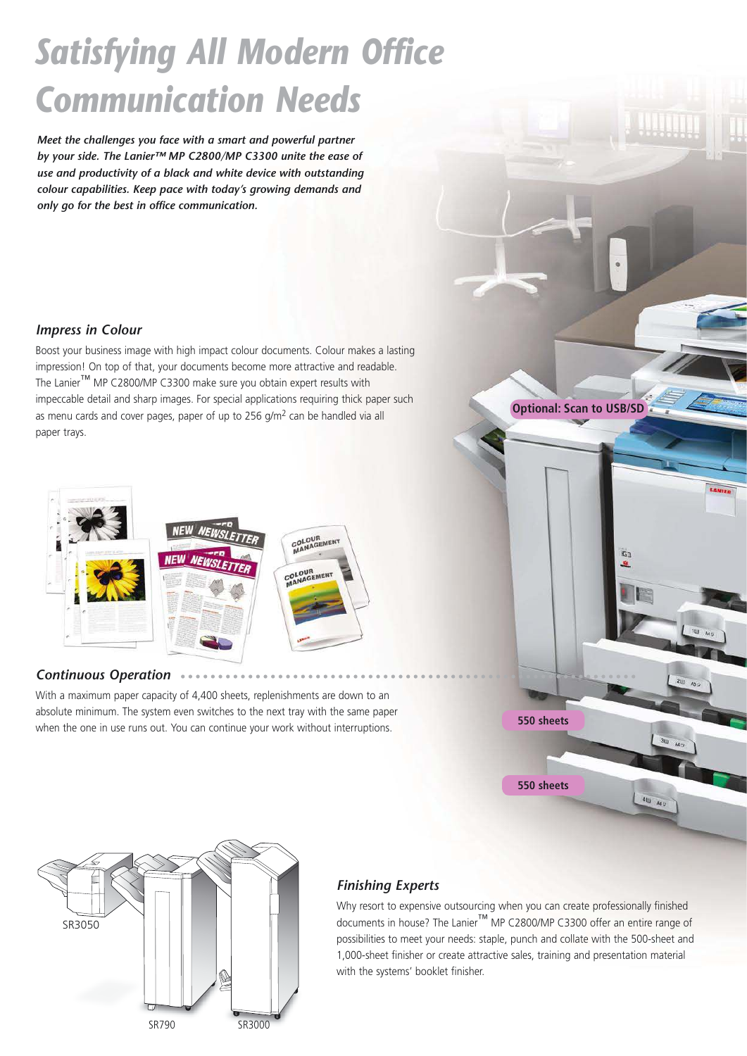# Satisfying All Modern Office Communication Needs

***Meet the challenges you face with a smart and powerful partner by your side. The Lanier™ MP C2800/MP C3300 unite the ease of use and productivity of a black and white device with outstanding colour capabilities. Keep pace with today's growing demands and only go for the best in office communication.***

### *Impress in Colour*

Boost your business image with high impact colour documents. Colour makes a lasting impression! On top of that, your documents become more attractive and readable. The Lanier™ MP C2800/MP C3300 make sure you obtain expert results with impeccable detail and sharp images. For special applications requiring thick paper such as menu cards and cover pages, paper of up to 256 g/m$^2$ can be handled via all paper trays.

**Optional: Scan to USB/SD**

### *Continuous Operation*

With a maximum paper capacity of 4,400 sheets, replenishments are down to an absolute minimum. The system even switches to the next tray with the same paper when the one in use runs out. You can continue your work without interruptions.

**550 sheets**

**550 sheets**

SR3050

SR790

SR3000

### *Finishing Experts*

Why resort to expensive outsourcing when you can create professionally finished documents in house? The Lanier™ MP C2800/MP C3300 offer an entire range of possibilities to meet your needs: staple, punch and collate with the 500-sheet and 1,000-sheet finisher or create attractive sales, training and presentation material with the systems' booklet finisher.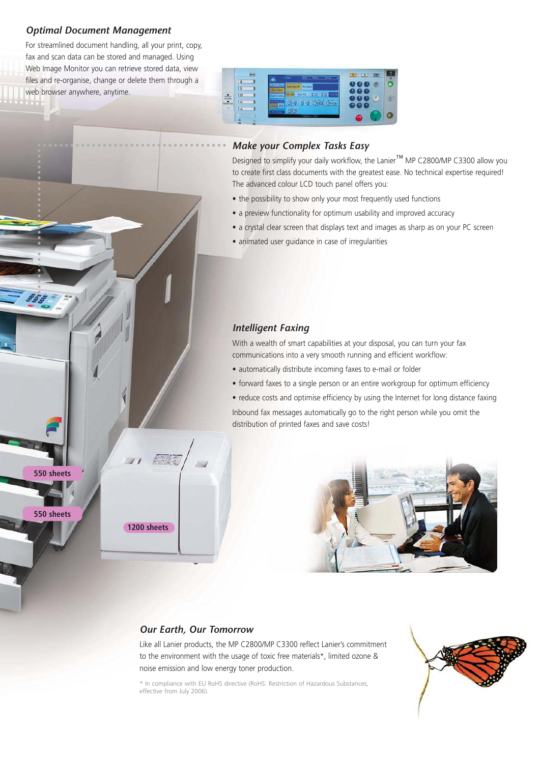## *Optimal Document Management*

For streamlined document handling, all your print, copy, fax and scan data can be stored and managed. Using Web Image Monitor you can retrieve stored data, view files and re-organise, change or delete them through a web browser anywhere, anytime.

## *Make your Complex Tasks Easy*

Designed to simplify your daily workflow, the Lanier™ MP C2800/MP C3300 allow you to create first class documents with the greatest ease. No technical expertise required! The advanced colour LCD touch panel offers you:

- the possibility to show only your most frequently used functions
- a preview functionality for optimum usability and improved accuracy
- a crystal clear screen that displays text and images as sharp as on your PC screen
- animated user guidance in case of irregularities

## *Intelligent Faxing*

With a wealth of smart capabilities at your disposal, you can turn your fax communications into a very smooth running and efficient workflow:

- automatically distribute incoming faxes to e-mail or folder
- forward faxes to a single person or an entire workgroup for optimum efficiency
- reduce costs and optimise efficiency by using the Internet for long distance faxing

Inbound fax messages automatically go to the right person while you omit the distribution of printed faxes and save costs!

550 sheets

550 sheets

1200 sheets

## *Our Earth, Our Tomorrow*

Like all Lanier products, the MP C2800/MP C3300 reflect Lanier's commitment to the environment with the usage of toxic free materials*, limited ozone & noise emission and low energy toner production.

* In compliance with EU RoHS directive (RoHS: Restriction of Hazardous Substances, effective from July 2006).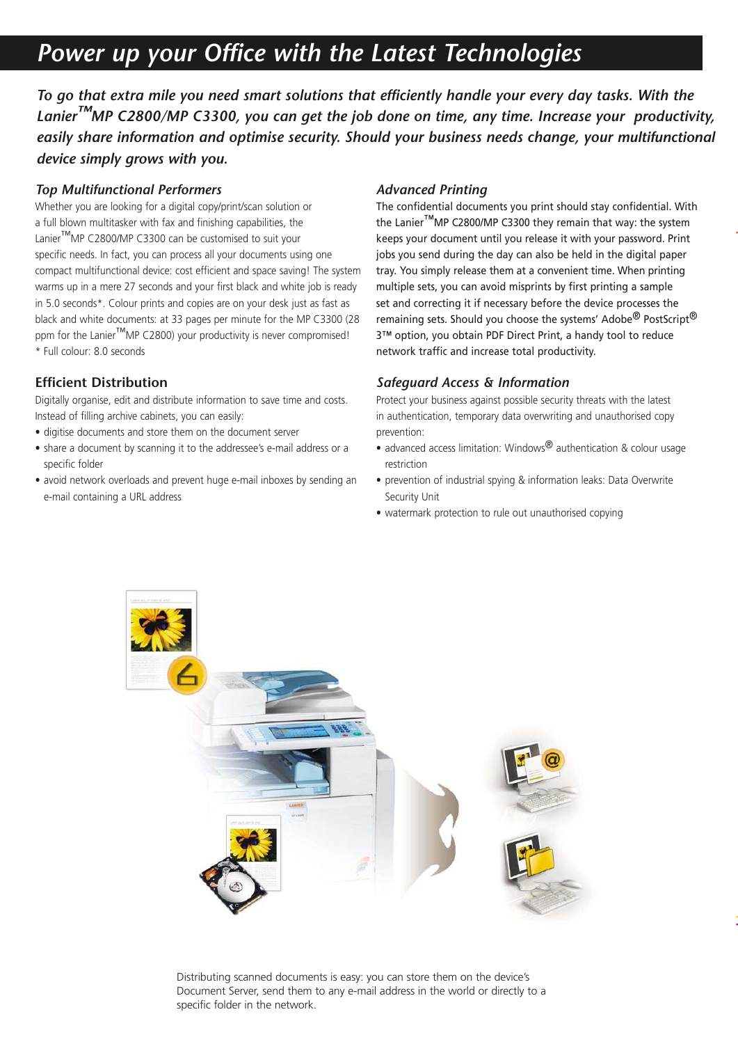# Power up your Office with the Latest Technologies

***To go that extra mile you need smart solutions that efficiently handle your every day tasks. With the Lanier™MP C2800/MP C3300, you can get the job done on time, any time. Increase your productivity, easily share information and optimise security. Should your business needs change, your multifunctional device simply grows with you.***

### *Top Multifunctional Performers*

Whether you are looking for a digital copy/print/scan solution or a full blown multitasker with fax and finishing capabilities, the Lanier™MP C2800/MP C3300 can be customised to suit your specific needs. In fact, you can process all your documents using one compact multifunctional device: cost efficient and space saving! The system warms up in a mere 27 seconds and your first black and white job is ready in 5.0 seconds*. Colour prints and copies are on your desk just as fast as black and white documents: at 33 pages per minute for the MP C3300 (28 ppm for the Lanier™MP C2800) your productivity is never compromised!

* Full colour: 8.0 seconds

### Efficient Distribution

Digitally organise, edit and distribute information to save time and costs. Instead of filling archive cabinets, you can easily:

- digitise documents and store them on the document server
- share a document by scanning it to the addressee's e-mail address or a specific folder
- avoid network overloads and prevent huge e-mail inboxes by sending an e-mail containing a URL address

### *Advanced Printing*

The confidential documents you print should stay confidential. With the Lanier™MP C2800/MP C3300 they remain that way: the system keeps your document until you release it with your password. Print jobs you send during the day can also be held in the digital paper tray. You simply release them at a convenient time. When printing multiple sets, you can avoid misprints by first printing a sample set and correcting it if necessary before the device processes the remaining sets. Should you choose the systems' Adobe® PostScript® 3™ option, you obtain PDF Direct Print, a handy tool to reduce network traffic and increase total productivity.

### *Safeguard Access & Information*

Protect your business against possible security threats with the latest in authentication, temporary data overwriting and unauthorised copy prevention:

- advanced access limitation: Windows® authentication & colour usage restriction
- prevention of industrial spying & information leaks: Data Overwrite Security Unit
- watermark protection to rule out unauthorised copying

Distributing scanned documents is easy: you can store them on the device's Document Server, send them to any e-mail address in the world or directly to a specific folder in the network.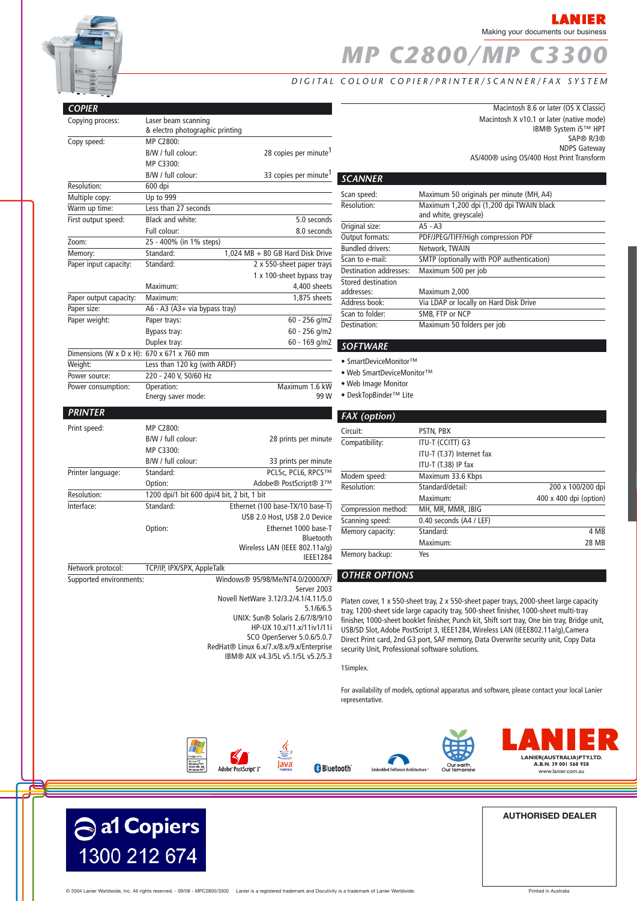LANIER

Making your documents our business

# MP C2800/MP C3300

DIGITAL COLOUR COPIER/PRINTER/SCANNER/FAX SYSTEM

## COPIER

| | | |
|---|---|---|
| Copying process: | Laser beam scanning & electro photographic printing | |
| Copy speed: | MP C2800: | |
| | B/W / full colour: | 28 copies per minute[1] |
| | MP C3300: | |
| | B/W / full colour: | 33 copies per minute[1] |
| Resolution: | 600 dpi | |
| Multiple copy: | Up to 999 | |
| Warm up time: | Less than 27 seconds | |
| First output speed: | Black and white: | 5.0 seconds |
| | Full colour: | 8.0 seconds |
| Zoom: | 25 - 400% (in 1% steps) | |
| Memory: | Standard: | 1,024 MB + 80 GB Hard Disk Drive |
| Paper input capacity: | Standard: | 2 x 550-sheet paper trays |
| | | 1 x 100-sheet bypass tray |
| | Maximum: | 4,400 sheets |
| Paper output capacity: | Maximum: | 1,875 sheets |
| Paper size: | A6 - A3 (A3+ via bypass tray) | |
| Paper weight: | Paper trays: | 60 - 256 g/m2 |
| | Bypass tray: | 60 - 256 g/m2 |
| | Duplex tray: | 60 - 169 g/m2 |
| Dimensions (W x D x H): | 670 x 671 x 760 mm | |
| Weight: | Less than 120 kg (with ARDF) | |
| Power source: | 220 - 240 V, 50/60 Hz | |
| Power consumption: | Operation: | Maximum 1.6 kW |
| | Energy saver mode: | 99 W |

## PRINTER

| | | |
|---|---|---|
| Print speed: | MP C2800: | |
| | B/W / full colour: | 28 prints per minute |
| | MP C3300: | |
| | B/W / full colour: | 33 prints per minute |
| Printer language: | Standard: | PCL5c, PCL6, RPCS™ |
| | Option: | Adobe® PostScript® 3™ |
| Resolution: | 1200 dpi/1 bit 600 dpi/4 bit, 2 bit, 1 bit | |
| Interface: | Standard: | Ethernet (100 base-TX/10 base-T) USB 2.0 Host, USB 2.0 Device |
| | Option: | Ethernet 1000 base-T Bluetooth Wireless LAN (IEEE 802.11a/g) IEEE1284 |
| Network protocol: | TCP/IP, IPX/SPX, AppleTalk | |
| Supported environments: | | Windows® 95/98/Me/NT4.0/2000/XP/Server 2003<br>Novell NetWare 3.12/3.2/4.1/4.11/5.0 5.1/6/6.5<br>UNIX: Sun® Solaris 2.6/7/8/9/10<br>HP-UX 10.x/11.x/11iv1/11i<br>SCO OpenServer 5.0.6/5.0.7<br>RedHat® Linux 6.x/7.x/8.x/9.x/Enterprise<br>IBM® AIX v4.3/5L v5.1/5L v5.2/5.3<br>Macintosh 8.6 or later (OS X Classic)<br>Macintosh X v10.1 or later (native mode)<br>IBM® System i5™ HPT<br>SAP® R/3®<br>NDPS Gateway<br>AS/400® using OS/400 Host Print Transform |

## SCANNER

| | |
|---|---|
| Scan speed: | Maximum 50 originals per minute (MH, A4) |
| Resolution: | Maximum 1,200 dpi (1,200 dpi TWAIN black and white, greyscale) |
| Original size: | A5 - A3 |
| Output formats: | PDF/JPEG/TIFF/High compression PDF |
| Bundled drivers: | Network, TWAIN |
| Scan to e-mail: | SMTP (optionally with POP authentication) |
| Destination addresses: | Maximum 500 per job |
| Stored destination addresses: | Maximum 2,000 |
| Address book: | Via LDAP or locally on Hard Disk Drive |
| Scan to folder: | SMB, FTP or NCP |
| Destination: | Maximum 50 folders per job |

## SOFTWARE

- SmartDeviceMonitor™
- Web SmartDeviceMonitor™
- Web Image Monitor
- DeskTopBinder™ Lite

## FAX (option)

| | | |
|---|---|---|
| Circuit: | PSTN, PBX | |
| Compatibility: | ITU-T (CCITT) G3 | |
| | ITU-T (T.37) Internet fax | |
| | ITU-T (T.38) IP fax | |
| Modem speed: | Maximum 33.6 Kbps | |
| Resolution: | Standard/detail: | 200 x 100/200 dpi |
| | Maximum: | 400 x 400 dpi (option) |
| Compression method: | MH, MR, MMR, JBIG | |
| Scanning speed: | 0.40 seconds (A4 / LEF) | |
| Memory capacity: | Standard: | 4 MB |
| | Maximum: | 28 MB |
| Memory backup: | Yes | |

## OTHER OPTIONS

Platen cover, 1 x 550-sheet tray, 2 x 550-sheet paper trays, 2000-sheet large capacity tray, 1200-sheet side large capacity tray, 500-sheet finisher, 1000-sheet multi-tray finisher, 1000-sheet booklet finisher, Punch kit, Shift sort tray, One bin tray, Bridge unit, USB/SD Slot, Adobe PostScript3, IEEE1284, Wireless LAN (IEEE802.11a/g),Camera Direct Print card, 2nd G3 port, SAF memory, Data Overwrite security unit, Copy Data security Unit, Professional software solutions.

1Simplex.

For availability of models, optional apparatus and software, please contact your local Lanier representative.

Adobe® PostScript® 3™ | Java | Bluetooth | Embedded Software Architecture | Our earth, Our tomorrow

LANIER

LANIER(AUSTRALIA)PTY.LTD.
A.B.N. 39 001 568 958
www.lanier.com.au

a1 Copiers
1300 212 674

AUTHORISED DEALER

© 2004 Lanier Worldwide, Inc. All rights reserved. - 09/08 - MPC2800/3300 Lanier is a registered trademark and Docutivity is a trademark of Lanier Worldwide.

Printed in Australia